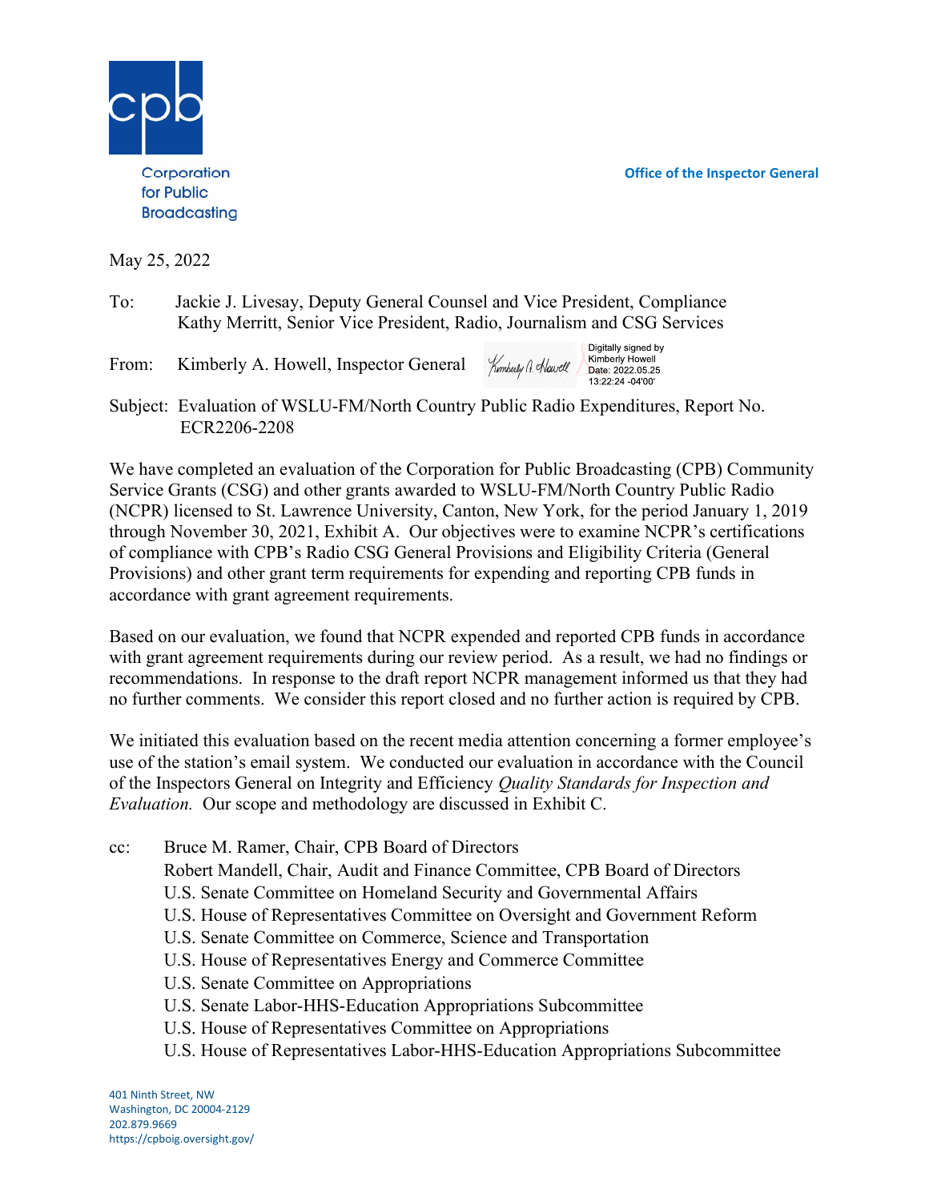Corporation for Public Broadcasting

**Office of the Inspector General**

May 25, 2022

To: Jackie J. Livesay, Deputy General Counsel and Vice President, Compliance
Kathy Merritt, Senior Vice President, Radio, Journalism and CSG Services

From: Kimberly A. Howell, Inspector General

Digitally signed by Kimberly Howell
Date: 2022.05.25 13:22:24 -04'00'

Subject: Evaluation of WSLU-FM/North Country Public Radio Expenditures, Report No. ECR2206-2208

We have completed an evaluation of the Corporation for Public Broadcasting (CPB) Community Service Grants (CSG) and other grants awarded to WSLU-FM/North Country Public Radio (NCPR) licensed to St. Lawrence University, Canton, New York, for the period January 1, 2019 through November 30, 2021, Exhibit A. Our objectives were to examine NCPR's certifications of compliance with CPB's Radio CSG General Provisions and Eligibility Criteria (General Provisions) and other grant term requirements for expending and reporting CPB funds in accordance with grant agreement requirements.

Based on our evaluation, we found that NCPR expended and reported CPB funds in accordance with grant agreement requirements during our review period. As a result, we had no findings or recommendations. In response to the draft report NCPR management informed us that they had no further comments. We consider this report closed and no further action is required by CPB.

We initiated this evaluation based on the recent media attention concerning a former employee's use of the station's email system. We conducted our evaluation in accordance with the Council of the Inspectors General on Integrity and Efficiency *Quality Standards for Inspection and Evaluation.* Our scope and methodology are discussed in Exhibit C.

cc: Bruce M. Ramer, Chair, CPB Board of Directors
Robert Mandell, Chair, Audit and Finance Committee, CPB Board of Directors
U.S. Senate Committee on Homeland Security and Governmental Affairs
U.S. House of Representatives Committee on Oversight and Government Reform
U.S. Senate Committee on Commerce, Science and Transportation
U.S. House of Representatives Energy and Commerce Committee
U.S. Senate Committee on Appropriations
U.S. Senate Labor-HHS-Education Appropriations Subcommittee
U.S. House of Representatives Committee on Appropriations
U.S. House of Representatives Labor-HHS-Education Appropriations Subcommittee

401 Ninth Street, NW
Washington, DC 20004-2129
202.879.9669
https://cpboig.oversight.gov/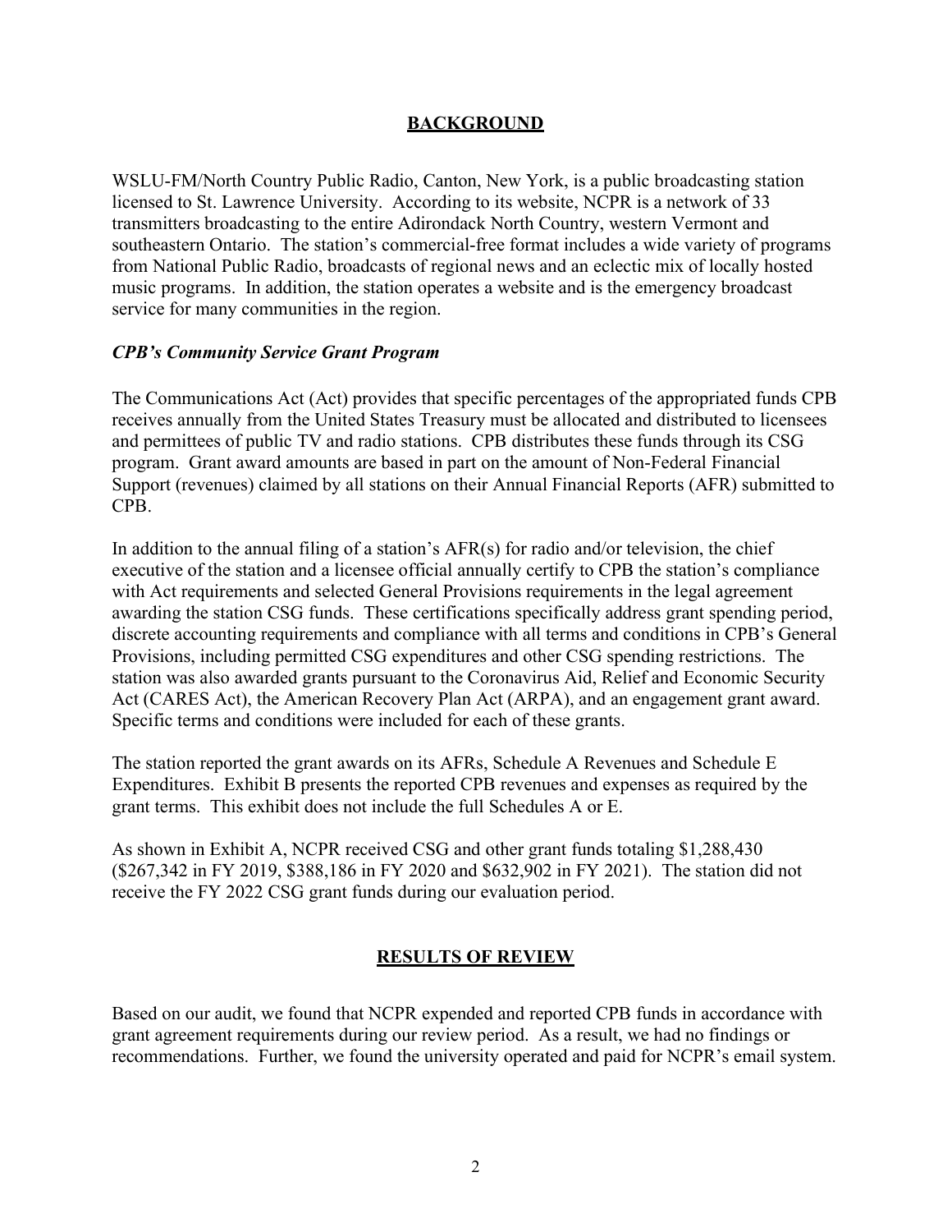## BACKGROUND

WSLU-FM/North Country Public Radio, Canton, New York, is a public broadcasting station licensed to St. Lawrence University. According to its website, NCPR is a network of 33 transmitters broadcasting to the entire Adirondack North Country, western Vermont and southeastern Ontario. The station's commercial-free format includes a wide variety of programs from National Public Radio, broadcasts of regional news and an eclectic mix of locally hosted music programs. In addition, the station operates a website and is the emergency broadcast service for many communities in the region.

### *CPB's Community Service Grant Program*

The Communications Act (Act) provides that specific percentages of the appropriated funds CPB receives annually from the United States Treasury must be allocated and distributed to licensees and permittees of public TV and radio stations. CPB distributes these funds through its CSG program. Grant award amounts are based in part on the amount of Non-Federal Financial Support (revenues) claimed by all stations on their Annual Financial Reports (AFR) submitted to CPB.

In addition to the annual filing of a station's AFR(s) for radio and/or television, the chief executive of the station and a licensee official annually certify to CPB the station's compliance with Act requirements and selected General Provisions requirements in the legal agreement awarding the station CSG funds. These certifications specifically address grant spending period, discrete accounting requirements and compliance with all terms and conditions in CPB's General Provisions, including permitted CSG expenditures and other CSG spending restrictions. The station was also awarded grants pursuant to the Coronavirus Aid, Relief and Economic Security Act (CARES Act), the American Recovery Plan Act (ARPA), and an engagement grant award. Specific terms and conditions were included for each of these grants.

The station reported the grant awards on its AFRs, Schedule A Revenues and Schedule E Expenditures. Exhibit B presents the reported CPB revenues and expenses as required by the grant terms. This exhibit does not include the full Schedules A or E.

As shown in Exhibit A, NCPR received CSG and other grant funds totaling $1,288,430 ($267,342 in FY 2019, $388,186 in FY 2020 and $632,902 in FY 2021). The station did not receive the FY 2022 CSG grant funds during our evaluation period.

## RESULTS OF REVIEW

Based on our audit, we found that NCPR expended and reported CPB funds in accordance with grant agreement requirements during our review period. As a result, we had no findings or recommendations. Further, we found the university operated and paid for NCPR's email system.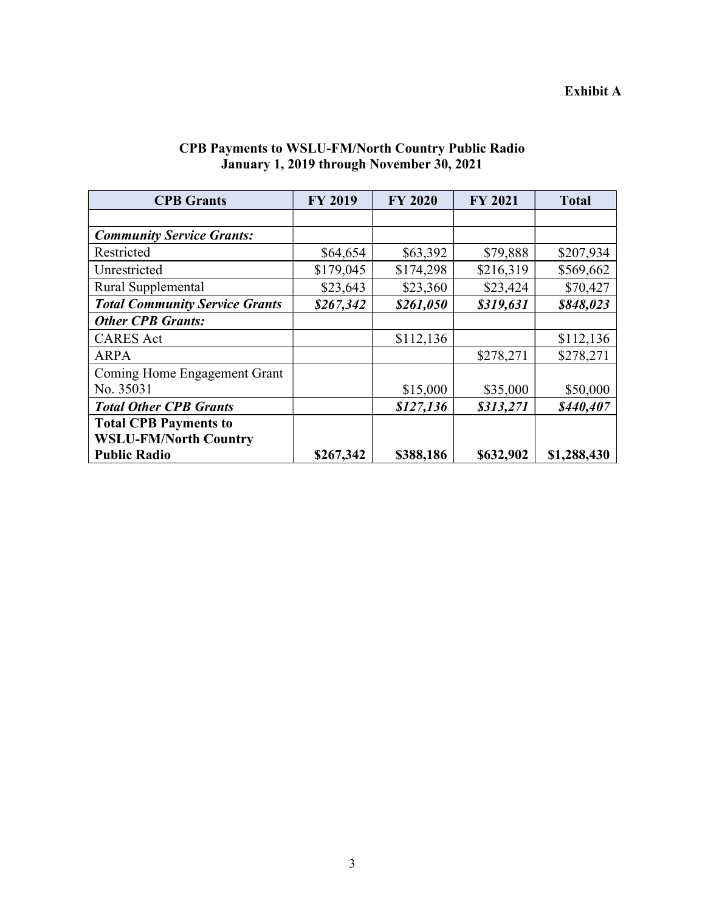**Exhibit A**

**CPB Payments to WSLU-FM/North Country Public Radio**
**January 1, 2019 through November 30, 2021**

| CPB Grants | FY 2019 | FY 2020 | FY 2021 | Total |
|---|---|---|---|---|
| | | | | |
| ***Community Service Grants:*** | | | | |
| Restricted | $64,654 | $63,392 | $79,888 | $207,934 |
| Unrestricted | $179,045 | $174,298 | $216,319 | $569,662 |
| Rural Supplemental | $23,643 | $23,360 | $23,424 | $70,427 |
| ***Total Community Service Grants*** | ***$267,342*** | ***$261,050*** | ***$319,631*** | ***$848,023*** |
| ***Other CPB Grants:*** | | | | |
| CARES Act | | $112,136 | | $112,136 |
| ARPA | | | $278,271 | $278,271 |
| Coming Home Engagement Grant No. 35031 | | $15,000 | $35,000 | $50,000 |
| ***Total Other CPB Grants*** | | ***$127,136*** | ***$313,271*** | ***$440,407*** |
| **Total CPB Payments to WSLU-FM/North Country Public Radio** | **$267,342** | **$388,186** | **$632,902** | **$1,288,430** |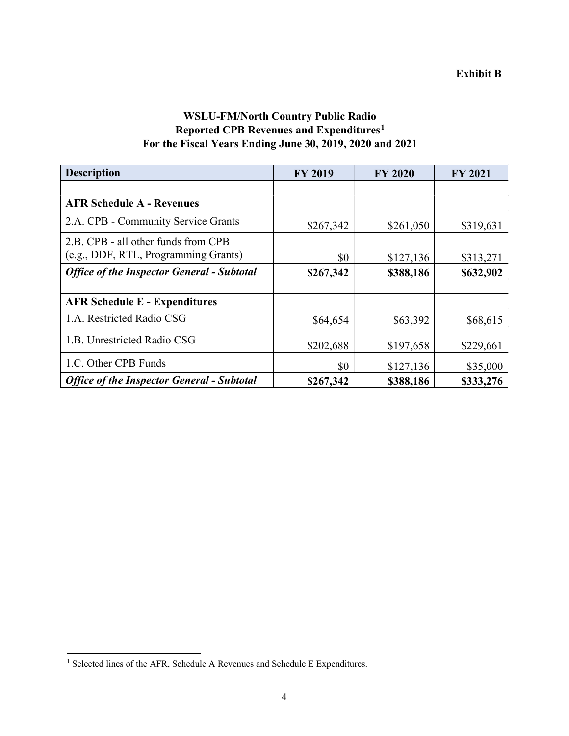**Exhibit B**

**WSLU-FM/North Country Public Radio**
**Reported CPB Revenues and Expenditures[1]**
**For the Fiscal Years Ending June 30, 2019, 2020 and 2021**

| Description | FY 2019 | FY 2020 | FY 2021 |
|---|---|---|---|
| | | | |
| **AFR Schedule A - Revenues** | | | |
| 2.A. CPB - Community Service Grants | $267,342 | $261,050 | $319,631 |
| 2.B. CPB - all other funds from CPB (e.g., DDF, RTL, Programming Grants) | $0 | $127,136 | $313,271 |
| ***Office of the Inspector General - Subtotal*** | **$267,342** | **$388,186** | **$632,902** |
| | | | |
| **AFR Schedule E - Expenditures** | | | |
| 1.A. Restricted Radio CSG | $64,654 | $63,392 | $68,615 |
| 1.B. Unrestricted Radio CSG | $202,688 | $197,658 | $229,661 |
| 1.C. Other CPB Funds | $0 | $127,136 | $35,000 |
| ***Office of the Inspector General - Subtotal*** | **$267,342** | **$388,186** | **$333,276** |

[1] Selected lines of the AFR, Schedule A Revenues and Schedule E Expenditures.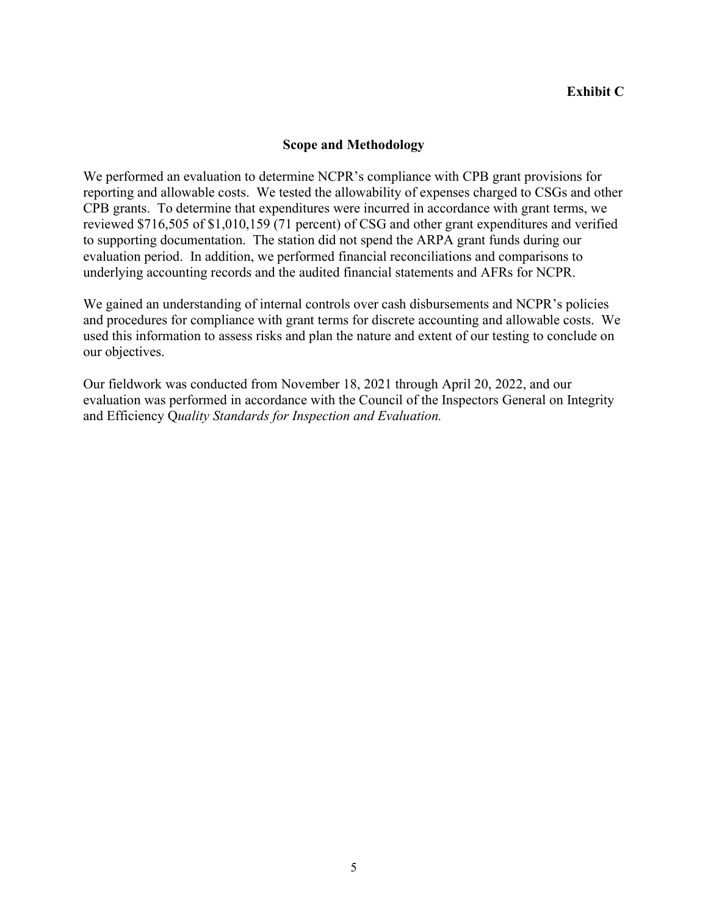**Exhibit C**

## Scope and Methodology

We performed an evaluation to determine NCPR's compliance with CPB grant provisions for reporting and allowable costs. We tested the allowability of expenses charged to CSGs and other CPB grants. To determine that expenditures were incurred in accordance with grant terms, we reviewed $716,505 of $1,010,159 (71 percent) of CSG and other grant expenditures and verified to supporting documentation. The station did not spend the ARPA grant funds during our evaluation period. In addition, we performed financial reconciliations and comparisons to underlying accounting records and the audited financial statements and AFRs for NCPR.

We gained an understanding of internal controls over cash disbursements and NCPR's policies and procedures for compliance with grant terms for discrete accounting and allowable costs. We used this information to assess risks and plan the nature and extent of our testing to conclude on our objectives.

Our fieldwork was conducted from November 18, 2021 through April 20, 2022, and our evaluation was performed in accordance with the Council of the Inspectors General on Integrity and Efficiency Q*uality Standards for Inspection and Evaluation.*